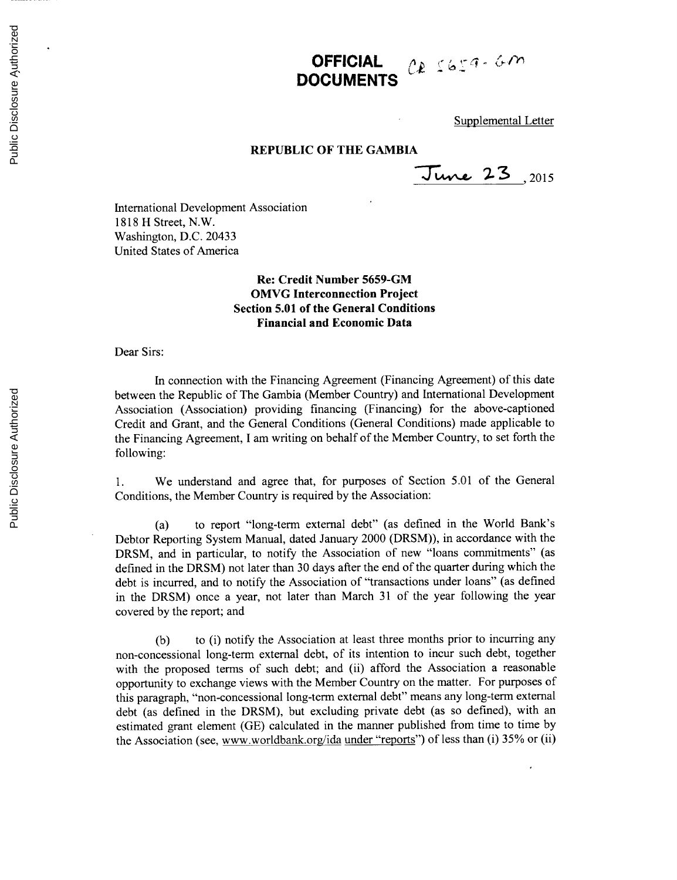**OFFICIAL DOCUMENTS** CR 5659-GM

Supplemental Letter

**REPUBLIC OF THE GAMBIA**

June 23, 2015

International Development Association
1818 H Street, N.W.
Washington, D.C. 20433
United States of America

**Re: Credit Number 5659-GM**
**OMVG Interconnection Project**
**Section 5.01 of the General Conditions**
**Financial and Economic Data**

Dear Sirs:

In connection with the Financing Agreement (Financing Agreement) of this date between the Republic of The Gambia (Member Country) and International Development Association (Association) providing financing (Financing) for the above-captioned Credit and Grant, and the General Conditions (General Conditions) made applicable to the Financing Agreement, I am writing on behalf of the Member Country, to set forth the following:

1. We understand and agree that, for purposes of Section 5.01 of the General Conditions, the Member Country is required by the Association:

(a) to report "long-term external debt" (as defined in the World Bank's Debtor Reporting System Manual, dated January 2000 (DRSM)), in accordance with the DRSM, and in particular, to notify the Association of new "loans commitments" (as defined in the DRSM) not later than 30 days after the end of the quarter during which the debt is incurred, and to notify the Association of "transactions under loans" (as defined in the DRSM) once a year, not later than March 31 of the year following the year covered by the report; and

(b) to (i) notify the Association at least three months prior to incurring any non-concessional long-term external debt, of its intention to incur such debt, together with the proposed terms of such debt; and (ii) afford the Association a reasonable opportunity to exchange views with the Member Country on the matter. For purposes of this paragraph, "non-concessional long-term external debt" means any long-term external debt (as defined in the DRSM), but excluding private debt (as so defined), with an estimated grant element (GE) calculated in the manner published from time to time by the Association (see, www.worldbank.org/ida under "reports") of less than (i) 35% or (ii)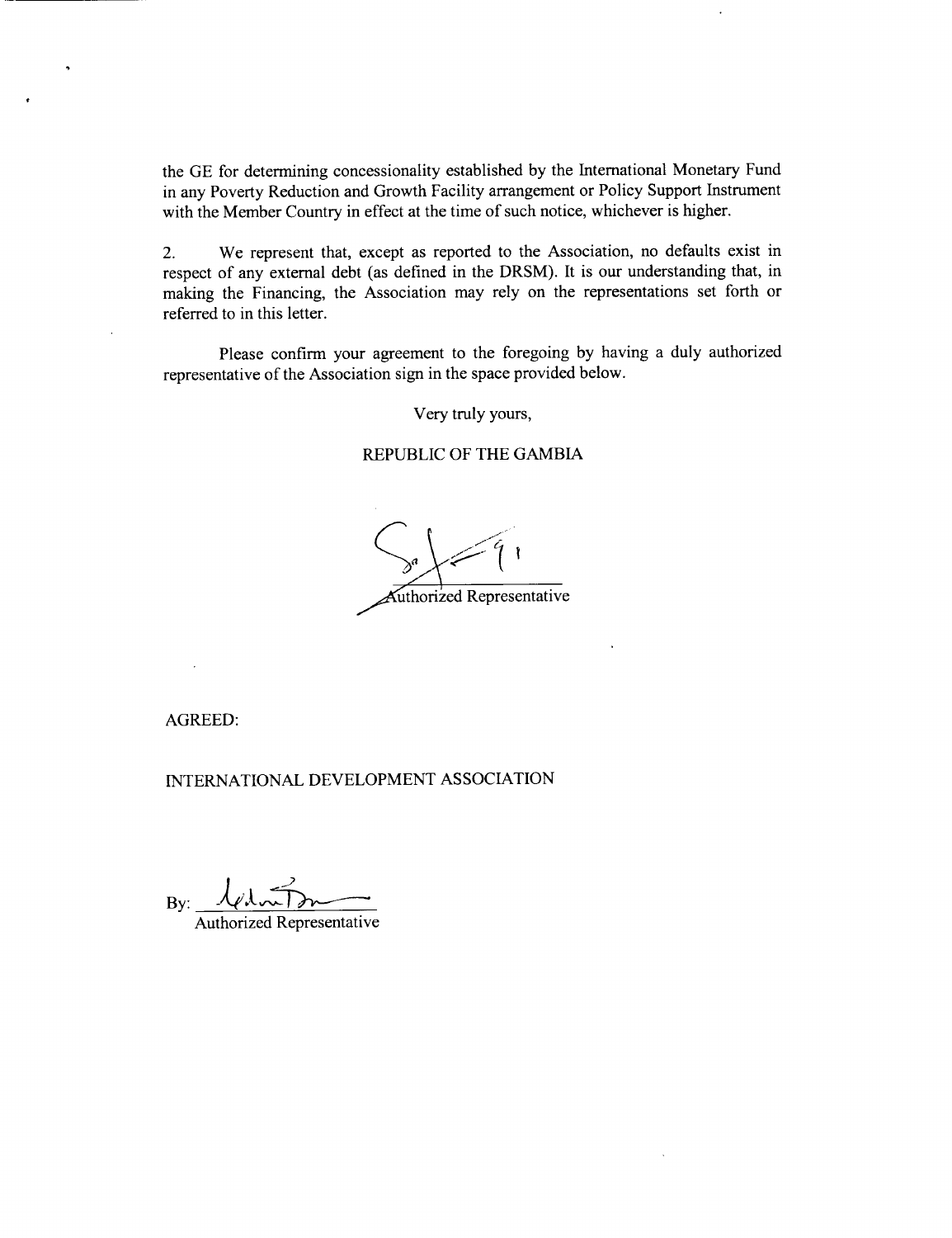the GE for determining concessionality established by the International Monetary Fund in any Poverty Reduction and Growth Facility arrangement or Policy Support Instrument with the Member Country in effect at the time of such notice, whichever is higher.

2. We represent that, except as reported to the Association, no defaults exist in respect of any external debt (as defined in the DRSM). It is our understanding that, in making the Financing, the Association may rely on the representations set forth or referred to in this letter.

Please confirm your agreement to the foregoing by having a duly authorized representative of the Association sign in the space provided below.

Very truly yours,

REPUBLIC OF THE GAMBIA

Authorized Representative

AGREED:

INTERNATIONAL DEVELOPMENT ASSOCIATION

By: \_\_\_\_\_\_\_\_\_\_\_\_\_\_\_\_\_\_\_\_

Authorized Representative